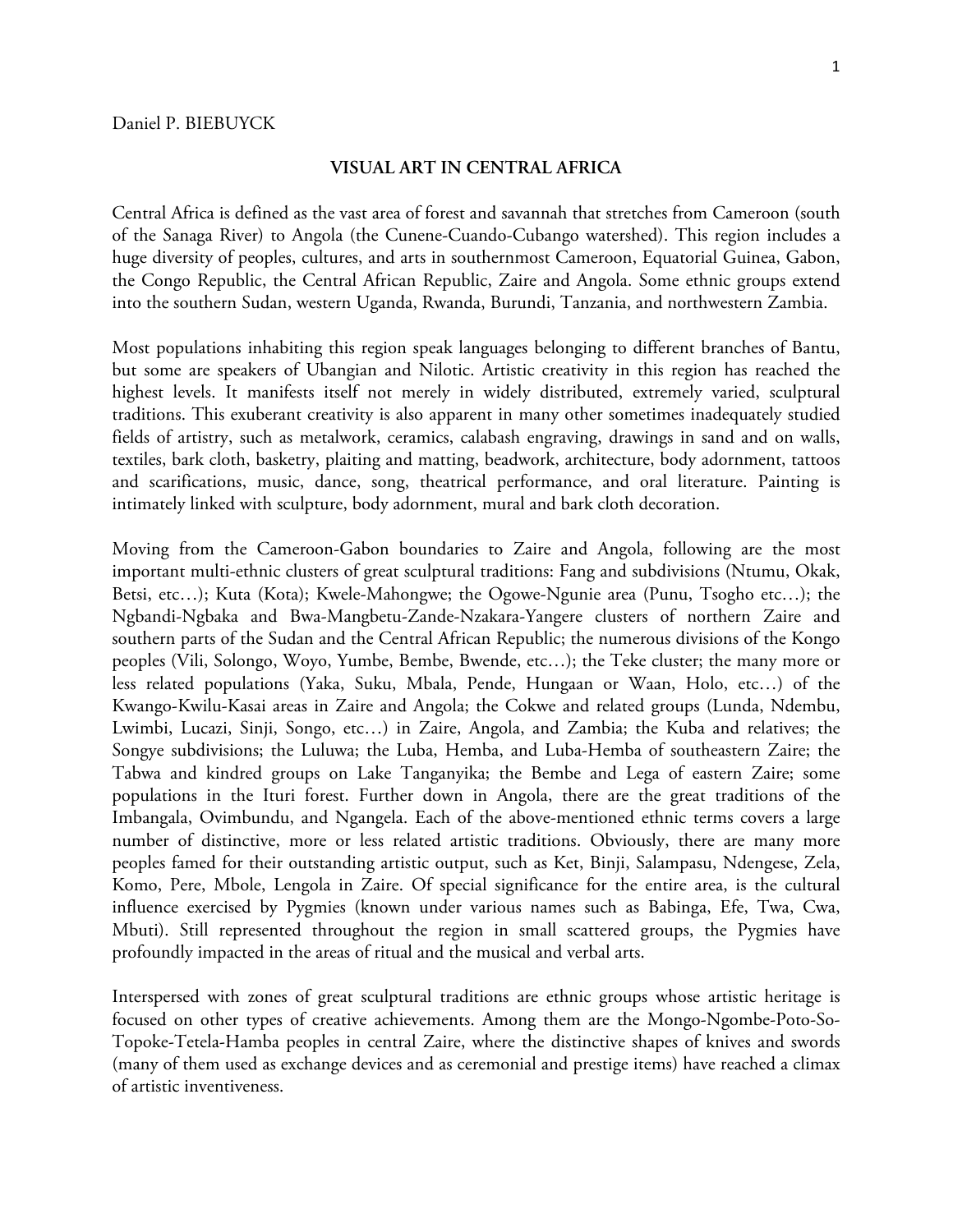Daniel P. BIEBUYCK

# VISUAL ART IN CENTRAL AFRICA

Central Africa is defined as the vast area of forest and savannah that stretches from Cameroon (south of the Sanaga River) to Angola (the Cunene-Cuando-Cubango watershed). This region includes a huge diversity of peoples, cultures, and arts in southernmost Cameroon, Equatorial Guinea, Gabon, the Congo Republic, the Central African Republic, Zaire and Angola. Some ethnic groups extend into the southern Sudan, western Uganda, Rwanda, Burundi, Tanzania, and northwestern Zambia.

Most populations inhabiting this region speak languages belonging to different branches of Bantu, but some are speakers of Ubangian and Nilotic. Artistic creativity in this region has reached the highest levels. It manifests itself not merely in widely distributed, extremely varied, sculptural traditions. This exuberant creativity is also apparent in many other sometimes inadequately studied fields of artistry, such as metalwork, ceramics, calabash engraving, drawings in sand and on walls, textiles, bark cloth, basketry, plaiting and matting, beadwork, architecture, body adornment, tattoos and scarifications, music, dance, song, theatrical performance, and oral literature. Painting is intimately linked with sculpture, body adornment, mural and bark cloth decoration.

Moving from the Cameroon-Gabon boundaries to Zaire and Angola, following are the most important multi-ethnic clusters of great sculptural traditions: Fang and subdivisions (Ntumu, Okak, Betsi, etc…); Kuta (Kota); Kwele-Mahongwe; the Ogowe-Ngunie area (Punu, Tsogho etc…); the Ngbandi-Ngbaka and Bwa-Mangbetu-Zande-Nzakara-Yangere clusters of northern Zaire and southern parts of the Sudan and the Central African Republic; the numerous divisions of the Kongo peoples (Vili, Solongo, Woyo, Yumbe, Bembe, Bwende, etc…); the Teke cluster; the many more or less related populations (Yaka, Suku, Mbala, Pende, Hungaan or Waan, Holo, etc…) of the Kwango-Kwilu-Kasai areas in Zaire and Angola; the Cokwe and related groups (Lunda, Ndembu, Lwimbi, Lucazi, Sinji, Songo, etc…) in Zaire, Angola, and Zambia; the Kuba and relatives; the Songye subdivisions; the Luluwa; the Luba, Hemba, and Luba-Hemba of southeastern Zaire; the Tabwa and kindred groups on Lake Tanganyika; the Bembe and Lega of eastern Zaire; some populations in the Ituri forest. Further down in Angola, there are the great traditions of the Imbangala, Ovimbundu, and Ngangela. Each of the above-mentioned ethnic terms covers a large number of distinctive, more or less related artistic traditions. Obviously, there are many more peoples famed for their outstanding artistic output, such as Ket, Binji, Salampasu, Ndengese, Zela, Komo, Pere, Mbole, Lengola in Zaire. Of special significance for the entire area, is the cultural influence exercised by Pygmies (known under various names such as Babinga, Efe, Twa, Cwa, Mbuti). Still represented throughout the region in small scattered groups, the Pygmies have profoundly impacted in the areas of ritual and the musical and verbal arts.

Interspersed with zones of great sculptural traditions are ethnic groups whose artistic heritage is focused on other types of creative achievements. Among them are the Mongo-Ngombe-Poto-So-Topoke-Tetela-Hamba peoples in central Zaire, where the distinctive shapes of knives and swords (many of them used as exchange devices and as ceremonial and prestige items) have reached a climax of artistic inventiveness.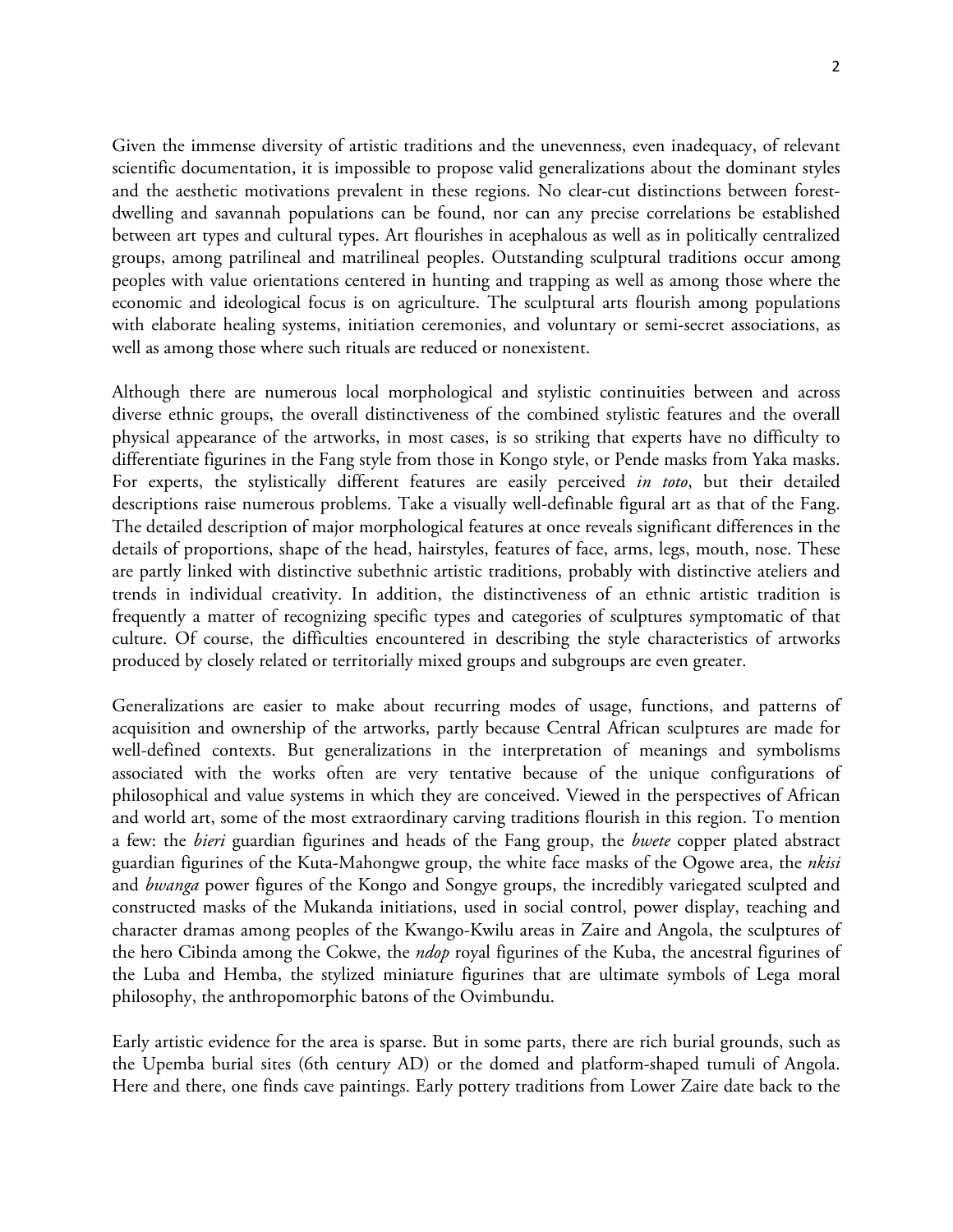Given the immense diversity of artistic traditions and the unevenness, even inadequacy, of relevant scientific documentation, it is impossible to propose valid generalizations about the dominant styles and the aesthetic motivations prevalent in these regions. No clear-cut distinctions between forest-dwelling and savannah populations can be found, nor can any precise correlations be established between art types and cultural types. Art flourishes in acephalous as well as in politically centralized groups, among patrilineal and matrilineal peoples. Outstanding sculptural traditions occur among peoples with value orientations centered in hunting and trapping as well as among those where the economic and ideological focus is on agriculture. The sculptural arts flourish among populations with elaborate healing systems, initiation ceremonies, and voluntary or semi-secret associations, as well as among those where such rituals are reduced or nonexistent.

Although there are numerous local morphological and stylistic continuities between and across diverse ethnic groups, the overall distinctiveness of the combined stylistic features and the overall physical appearance of the artworks, in most cases, is so striking that experts have no difficulty to differentiate figurines in the Fang style from those in Kongo style, or Pende masks from Yaka masks. For experts, the stylistically different features are easily perceived *in toto*, but their detailed descriptions raise numerous problems. Take a visually well-definable figural art as that of the Fang. The detailed description of major morphological features at once reveals significant differences in the details of proportions, shape of the head, hairstyles, features of face, arms, legs, mouth, nose. These are partly linked with distinctive subethnic artistic traditions, probably with distinctive ateliers and trends in individual creativity. In addition, the distinctiveness of an ethnic artistic tradition is frequently a matter of recognizing specific types and categories of sculptures symptomatic of that culture. Of course, the difficulties encountered in describing the style characteristics of artworks produced by closely related or territorially mixed groups and subgroups are even greater.

Generalizations are easier to make about recurring modes of usage, functions, and patterns of acquisition and ownership of the artworks, partly because Central African sculptures are made for well-defined contexts. But generalizations in the interpretation of meanings and symbolisms associated with the works often are very tentative because of the unique configurations of philosophical and value systems in which they are conceived. Viewed in the perspectives of African and world art, some of the most extraordinary carving traditions flourish in this region. To mention a few: the *bieri* guardian figurines and heads of the Fang group, the *bwete* copper plated abstract guardian figurines of the Kuta-Mahongwe group, the white face masks of the Ogowe area, the *nkisi* and *bwanga* power figures of the Kongo and Songye groups, the incredibly variegated sculpted and constructed masks of the Mukanda initiations, used in social control, power display, teaching and character dramas among peoples of the Kwango-Kwilu areas in Zaire and Angola, the sculptures of the hero Cibinda among the Cokwe, the *ndop* royal figurines of the Kuba, the ancestral figurines of the Luba and Hemba, the stylized miniature figurines that are ultimate symbols of Lega moral philosophy, the anthropomorphic batons of the Ovimbundu.

Early artistic evidence for the area is sparse. But in some parts, there are rich burial grounds, such as the Upemba burial sites (6th century AD) or the domed and platform-shaped tumuli of Angola. Here and there, one finds cave paintings. Early pottery traditions from Lower Zaire date back to the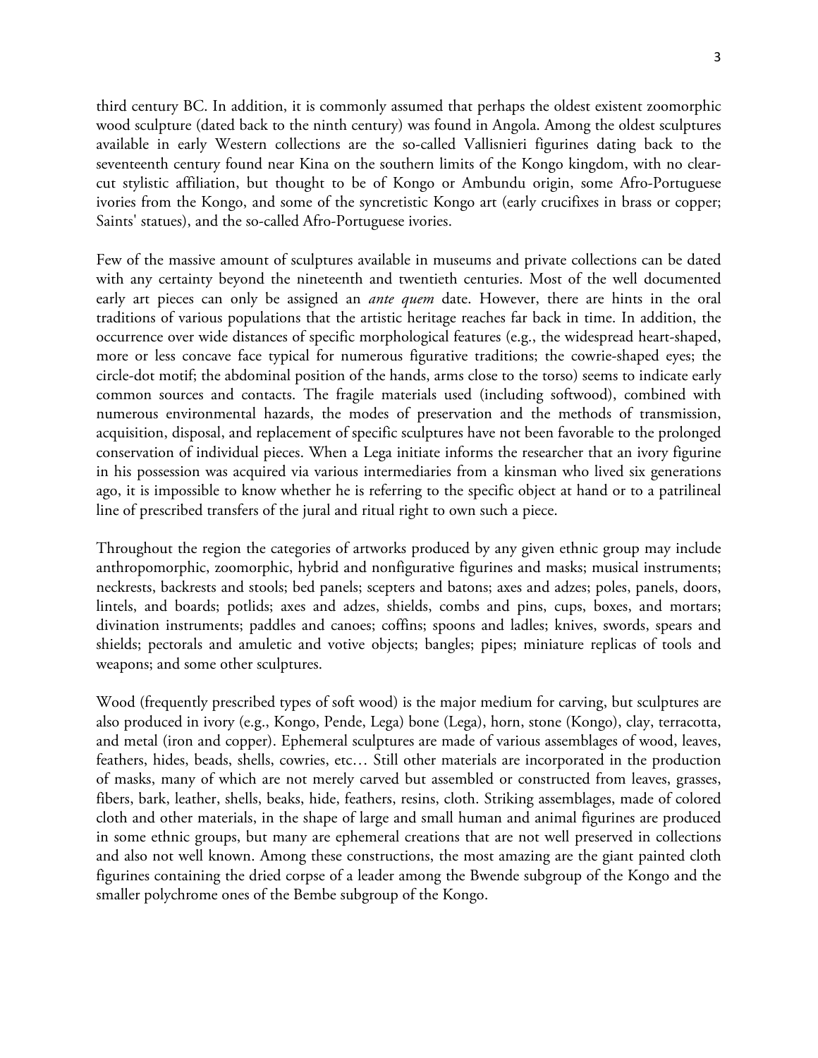third century BC. In addition, it is commonly assumed that perhaps the oldest existent zoomorphic wood sculpture (dated back to the ninth century) was found in Angola. Among the oldest sculptures available in early Western collections are the so-called Vallisnieri figurines dating back to the seventeenth century found near Kina on the southern limits of the Kongo kingdom, with no clear-cut stylistic affiliation, but thought to be of Kongo or Ambundu origin, some Afro-Portuguese ivories from the Kongo, and some of the syncretistic Kongo art (early crucifixes in brass or copper; Saints' statues), and the so-called Afro-Portuguese ivories.

Few of the massive amount of sculptures available in museums and private collections can be dated with any certainty beyond the nineteenth and twentieth centuries. Most of the well documented early art pieces can only be assigned an *ante quem* date. However, there are hints in the oral traditions of various populations that the artistic heritage reaches far back in time. In addition, the occurrence over wide distances of specific morphological features (e.g., the widespread heart-shaped, more or less concave face typical for numerous figurative traditions; the cowrie-shaped eyes; the circle-dot motif; the abdominal position of the hands, arms close to the torso) seems to indicate early common sources and contacts. The fragile materials used (including softwood), combined with numerous environmental hazards, the modes of preservation and the methods of transmission, acquisition, disposal, and replacement of specific sculptures have not been favorable to the prolonged conservation of individual pieces. When a Lega initiate informs the researcher that an ivory figurine in his possession was acquired via various intermediaries from a kinsman who lived six generations ago, it is impossible to know whether he is referring to the specific object at hand or to a patrilineal line of prescribed transfers of the jural and ritual right to own such a piece.

Throughout the region the categories of artworks produced by any given ethnic group may include anthropomorphic, zoomorphic, hybrid and nonfigurative figurines and masks; musical instruments; neckrests, backrests and stools; bed panels; scepters and batons; axes and adzes; poles, panels, doors, lintels, and boards; potlids; axes and adzes, shields, combs and pins, cups, boxes, and mortars; divination instruments; paddles and canoes; coffins; spoons and ladles; knives, swords, spears and shields; pectorals and amuletic and votive objects; bangles; pipes; miniature replicas of tools and weapons; and some other sculptures.

Wood (frequently prescribed types of soft wood) is the major medium for carving, but sculptures are also produced in ivory (e.g., Kongo, Pende, Lega) bone (Lega), horn, stone (Kongo), clay, terracotta, and metal (iron and copper). Ephemeral sculptures are made of various assemblages of wood, leaves, feathers, hides, beads, shells, cowries, etc… Still other materials are incorporated in the production of masks, many of which are not merely carved but assembled or constructed from leaves, grasses, fibers, bark, leather, shells, beaks, hide, feathers, resins, cloth. Striking assemblages, made of colored cloth and other materials, in the shape of large and small human and animal figurines are produced in some ethnic groups, but many are ephemeral creations that are not well preserved in collections and also not well known. Among these constructions, the most amazing are the giant painted cloth figurines containing the dried corpse of a leader among the Bwende subgroup of the Kongo and the smaller polychrome ones of the Bembe subgroup of the Kongo.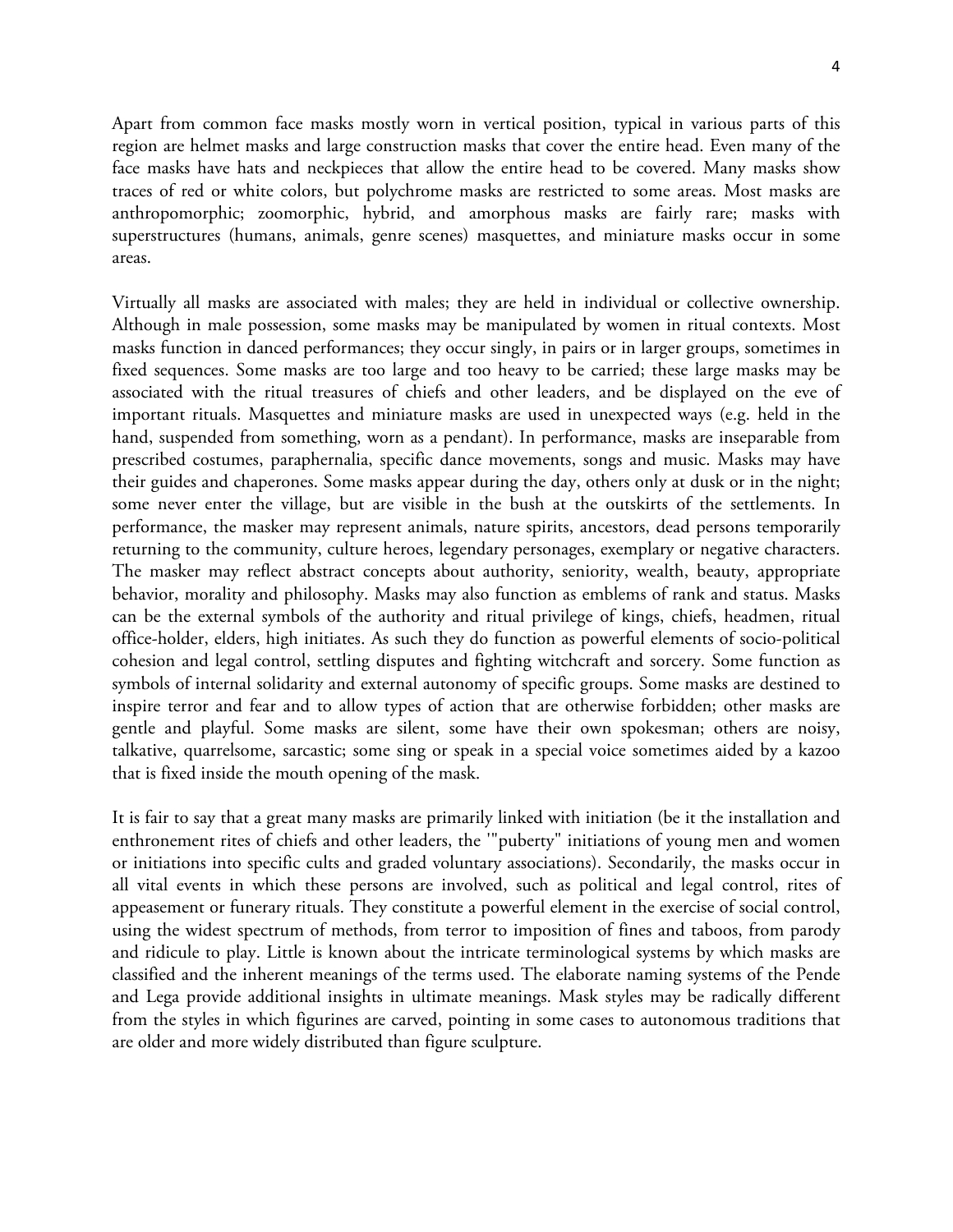Apart from common face masks mostly worn in vertical position, typical in various parts of this region are helmet masks and large construction masks that cover the entire head. Even many of the face masks have hats and neckpieces that allow the entire head to be covered. Many masks show traces of red or white colors, but polychrome masks are restricted to some areas. Most masks are anthropomorphic; zoomorphic, hybrid, and amorphous masks are fairly rare; masks with superstructures (humans, animals, genre scenes) masquettes, and miniature masks occur in some areas.

Virtually all masks are associated with males; they are held in individual or collective ownership. Although in male possession, some masks may be manipulated by women in ritual contexts. Most masks function in danced performances; they occur singly, in pairs or in larger groups, sometimes in fixed sequences. Some masks are too large and too heavy to be carried; these large masks may be associated with the ritual treasures of chiefs and other leaders, and be displayed on the eve of important rituals. Masquettes and miniature masks are used in unexpected ways (e.g. held in the hand, suspended from something, worn as a pendant). In performance, masks are inseparable from prescribed costumes, paraphernalia, specific dance movements, songs and music. Masks may have their guides and chaperones. Some masks appear during the day, others only at dusk or in the night; some never enter the village, but are visible in the bush at the outskirts of the settlements. In performance, the masker may represent animals, nature spirits, ancestors, dead persons temporarily returning to the community, culture heroes, legendary personages, exemplary or negative characters. The masker may reflect abstract concepts about authority, seniority, wealth, beauty, appropriate behavior, morality and philosophy. Masks may also function as emblems of rank and status. Masks can be the external symbols of the authority and ritual privilege of kings, chiefs, headmen, ritual office-holder, elders, high initiates. As such they do function as powerful elements of socio-political cohesion and legal control, settling disputes and fighting witchcraft and sorcery. Some function as symbols of internal solidarity and external autonomy of specific groups. Some masks are destined to inspire terror and fear and to allow types of action that are otherwise forbidden; other masks are gentle and playful. Some masks are silent, some have their own spokesman; others are noisy, talkative, quarrelsome, sarcastic; some sing or speak in a special voice sometimes aided by a kazoo that is fixed inside the mouth opening of the mask.

It is fair to say that a great many masks are primarily linked with initiation (be it the installation and enthronement rites of chiefs and other leaders, the '"puberty" initiations of young men and women or initiations into specific cults and graded voluntary associations). Secondarily, the masks occur in all vital events in which these persons are involved, such as political and legal control, rites of appeasement or funerary rituals. They constitute a powerful element in the exercise of social control, using the widest spectrum of methods, from terror to imposition of fines and taboos, from parody and ridicule to play. Little is known about the intricate terminological systems by which masks are classified and the inherent meanings of the terms used. The elaborate naming systems of the Pende and Lega provide additional insights in ultimate meanings. Mask styles may be radically different from the styles in which figurines are carved, pointing in some cases to autonomous traditions that are older and more widely distributed than figure sculpture.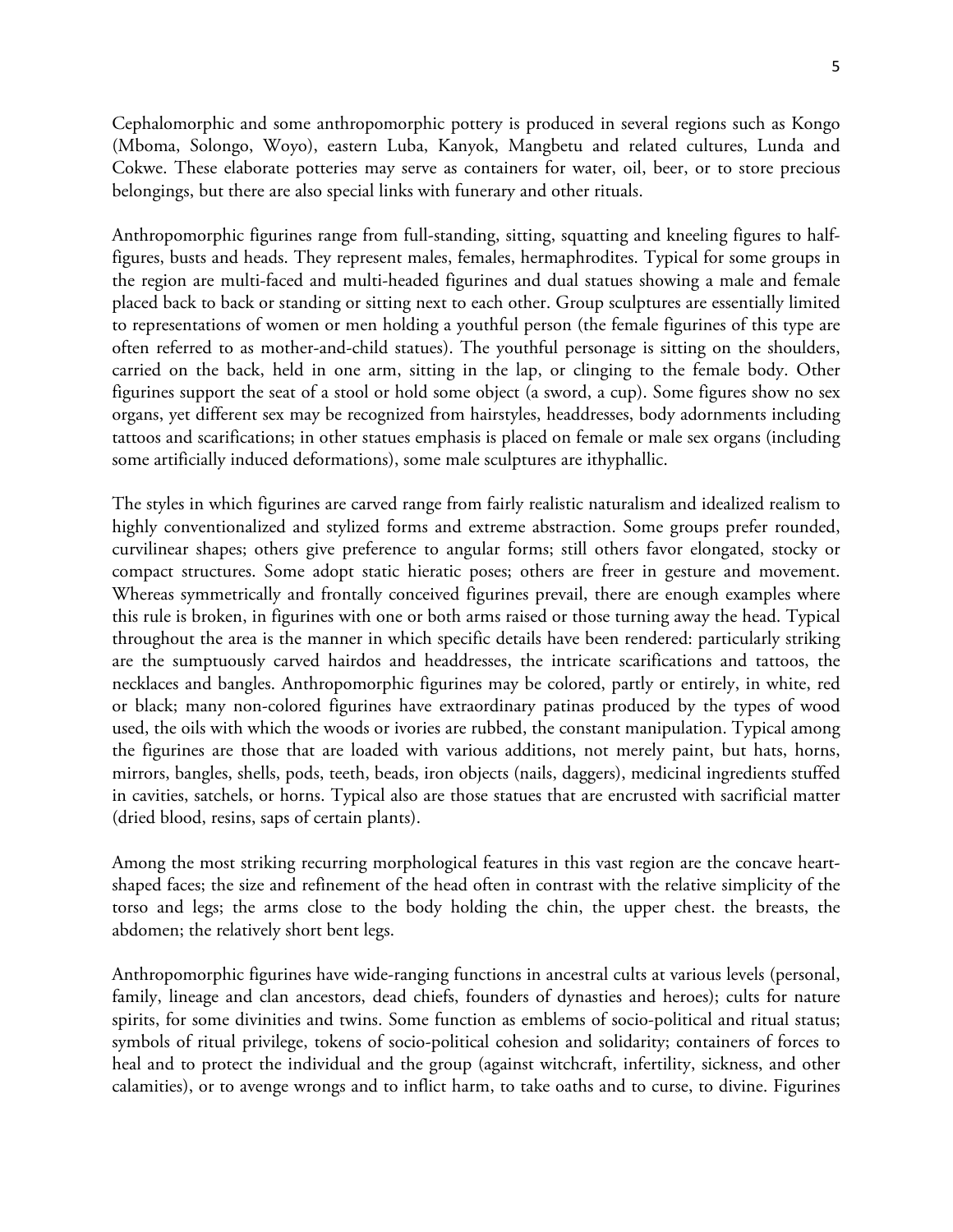Cephalomorphic and some anthropomorphic pottery is produced in several regions such as Kongo (Mboma, Solongo, Woyo), eastern Luba, Kanyok, Mangbetu and related cultures, Lunda and Cokwe. These elaborate potteries may serve as containers for water, oil, beer, or to store precious belongings, but there are also special links with funerary and other rituals.

Anthropomorphic figurines range from full-standing, sitting, squatting and kneeling figures to half-figures, busts and heads. They represent males, females, hermaphrodites. Typical for some groups in the region are multi-faced and multi-headed figurines and dual statues showing a male and female placed back to back or standing or sitting next to each other. Group sculptures are essentially limited to representations of women or men holding a youthful person (the female figurines of this type are often referred to as mother-and-child statues). The youthful personage is sitting on the shoulders, carried on the back, held in one arm, sitting in the lap, or clinging to the female body. Other figurines support the seat of a stool or hold some object (a sword, a cup). Some figures show no sex organs, yet different sex may be recognized from hairstyles, headdresses, body adornments including tattoos and scarifications; in other statues emphasis is placed on female or male sex organs (including some artificially induced deformations), some male sculptures are ithyphallic.

The styles in which figurines are carved range from fairly realistic naturalism and idealized realism to highly conventionalized and stylized forms and extreme abstraction. Some groups prefer rounded, curvilinear shapes; others give preference to angular forms; still others favor elongated, stocky or compact structures. Some adopt static hieratic poses; others are freer in gesture and movement. Whereas symmetrically and frontally conceived figurines prevail, there are enough examples where this rule is broken, in figurines with one or both arms raised or those turning away the head. Typical throughout the area is the manner in which specific details have been rendered: particularly striking are the sumptuously carved hairdos and headdresses, the intricate scarifications and tattoos, the necklaces and bangles. Anthropomorphic figurines may be colored, partly or entirely, in white, red or black; many non-colored figurines have extraordinary patinas produced by the types of wood used, the oils with which the woods or ivories are rubbed, the constant manipulation. Typical among the figurines are those that are loaded with various additions, not merely paint, but hats, horns, mirrors, bangles, shells, pods, teeth, beads, iron objects (nails, daggers), medicinal ingredients stuffed in cavities, satchels, or horns. Typical also are those statues that are encrusted with sacrificial matter (dried blood, resins, saps of certain plants).

Among the most striking recurring morphological features in this vast region are the concave heart-shaped faces; the size and refinement of the head often in contrast with the relative simplicity of the torso and legs; the arms close to the body holding the chin, the upper chest. the breasts, the abdomen; the relatively short bent legs.

Anthropomorphic figurines have wide-ranging functions in ancestral cults at various levels (personal, family, lineage and clan ancestors, dead chiefs, founders of dynasties and heroes); cults for nature spirits, for some divinities and twins. Some function as emblems of socio-political and ritual status; symbols of ritual privilege, tokens of socio-political cohesion and solidarity; containers of forces to heal and to protect the individual and the group (against witchcraft, infertility, sickness, and other calamities), or to avenge wrongs and to inflict harm, to take oaths and to curse, to divine. Figurines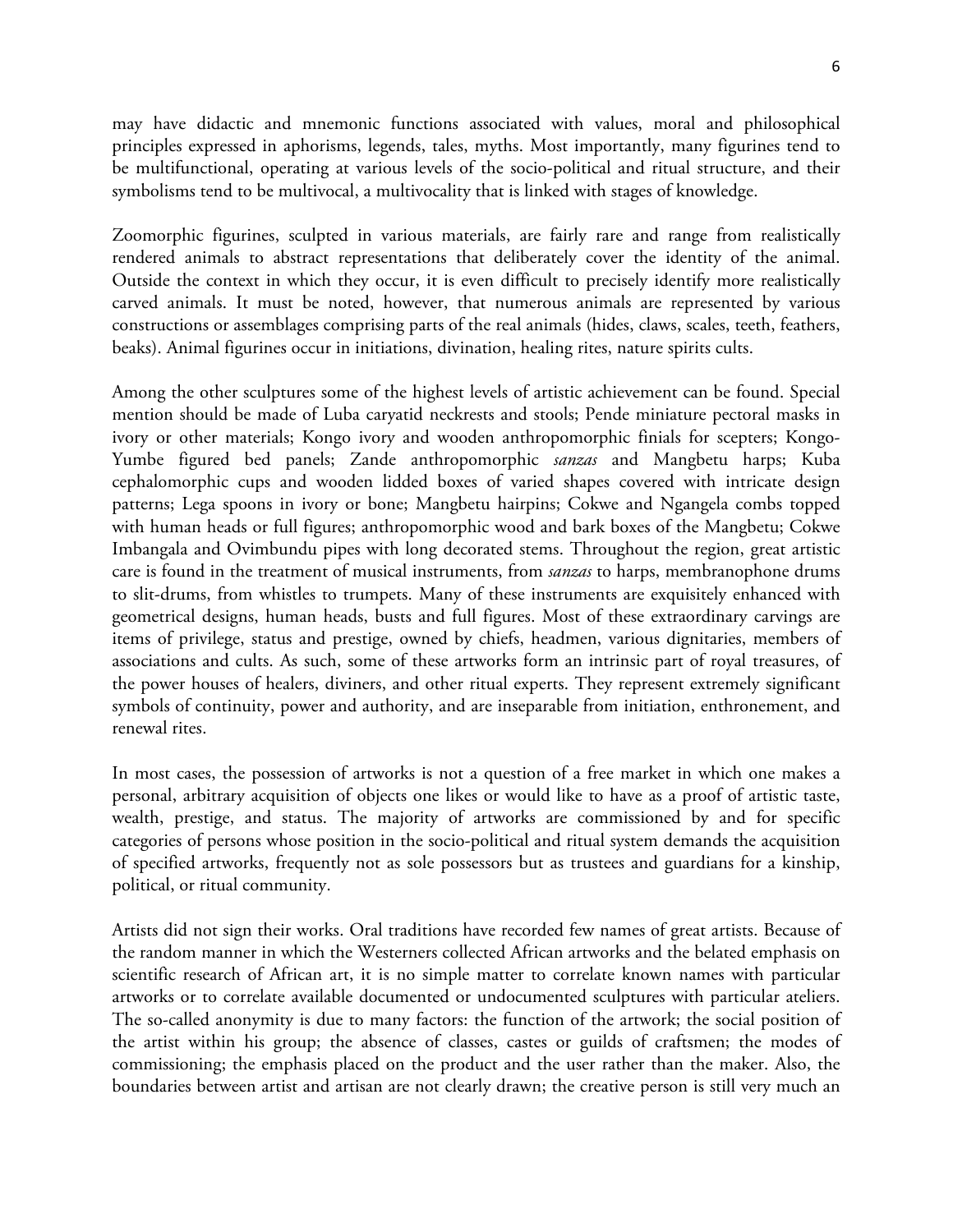may have didactic and mnemonic functions associated with values, moral and philosophical principles expressed in aphorisms, legends, tales, myths. Most importantly, many figurines tend to be multifunctional, operating at various levels of the socio-political and ritual structure, and their symbolisms tend to be multivocal, a multivocality that is linked with stages of knowledge.

Zoomorphic figurines, sculpted in various materials, are fairly rare and range from realistically rendered animals to abstract representations that deliberately cover the identity of the animal. Outside the context in which they occur, it is even difficult to precisely identify more realistically carved animals. It must be noted, however, that numerous animals are represented by various constructions or assemblages comprising parts of the real animals (hides, claws, scales, teeth, feathers, beaks). Animal figurines occur in initiations, divination, healing rites, nature spirits cults.

Among the other sculptures some of the highest levels of artistic achievement can be found. Special mention should be made of Luba caryatid neckrests and stools; Pende miniature pectoral masks in ivory or other materials; Kongo ivory and wooden anthropomorphic finials for scepters; Kongo-Yumbe figured bed panels; Zande anthropomorphic *sanzas* and Mangbetu harps; Kuba cephalomorphic cups and wooden lidded boxes of varied shapes covered with intricate design patterns; Lega spoons in ivory or bone; Mangbetu hairpins; Cokwe and Ngangela combs topped with human heads or full figures; anthropomorphic wood and bark boxes of the Mangbetu; Cokwe Imbangala and Ovimbundu pipes with long decorated stems. Throughout the region, great artistic care is found in the treatment of musical instruments, from *sanzas* to harps, membranophone drums to slit-drums, from whistles to trumpets. Many of these instruments are exquisitely enhanced with geometrical designs, human heads, busts and full figures. Most of these extraordinary carvings are items of privilege, status and prestige, owned by chiefs, headmen, various dignitaries, members of associations and cults. As such, some of these artworks form an intrinsic part of royal treasures, of the power houses of healers, diviners, and other ritual experts. They represent extremely significant symbols of continuity, power and authority, and are inseparable from initiation, enthronement, and renewal rites.

In most cases, the possession of artworks is not a question of a free market in which one makes a personal, arbitrary acquisition of objects one likes or would like to have as a proof of artistic taste, wealth, prestige, and status. The majority of artworks are commissioned by and for specific categories of persons whose position in the socio-political and ritual system demands the acquisition of specified artworks, frequently not as sole possessors but as trustees and guardians for a kinship, political, or ritual community.

Artists did not sign their works. Oral traditions have recorded few names of great artists. Because of the random manner in which the Westerners collected African artworks and the belated emphasis on scientific research of African art, it is no simple matter to correlate known names with particular artworks or to correlate available documented or undocumented sculptures with particular ateliers. The so-called anonymity is due to many factors: the function of the artwork; the social position of the artist within his group; the absence of classes, castes or guilds of craftsmen; the modes of commissioning; the emphasis placed on the product and the user rather than the maker. Also, the boundaries between artist and artisan are not clearly drawn; the creative person is still very much an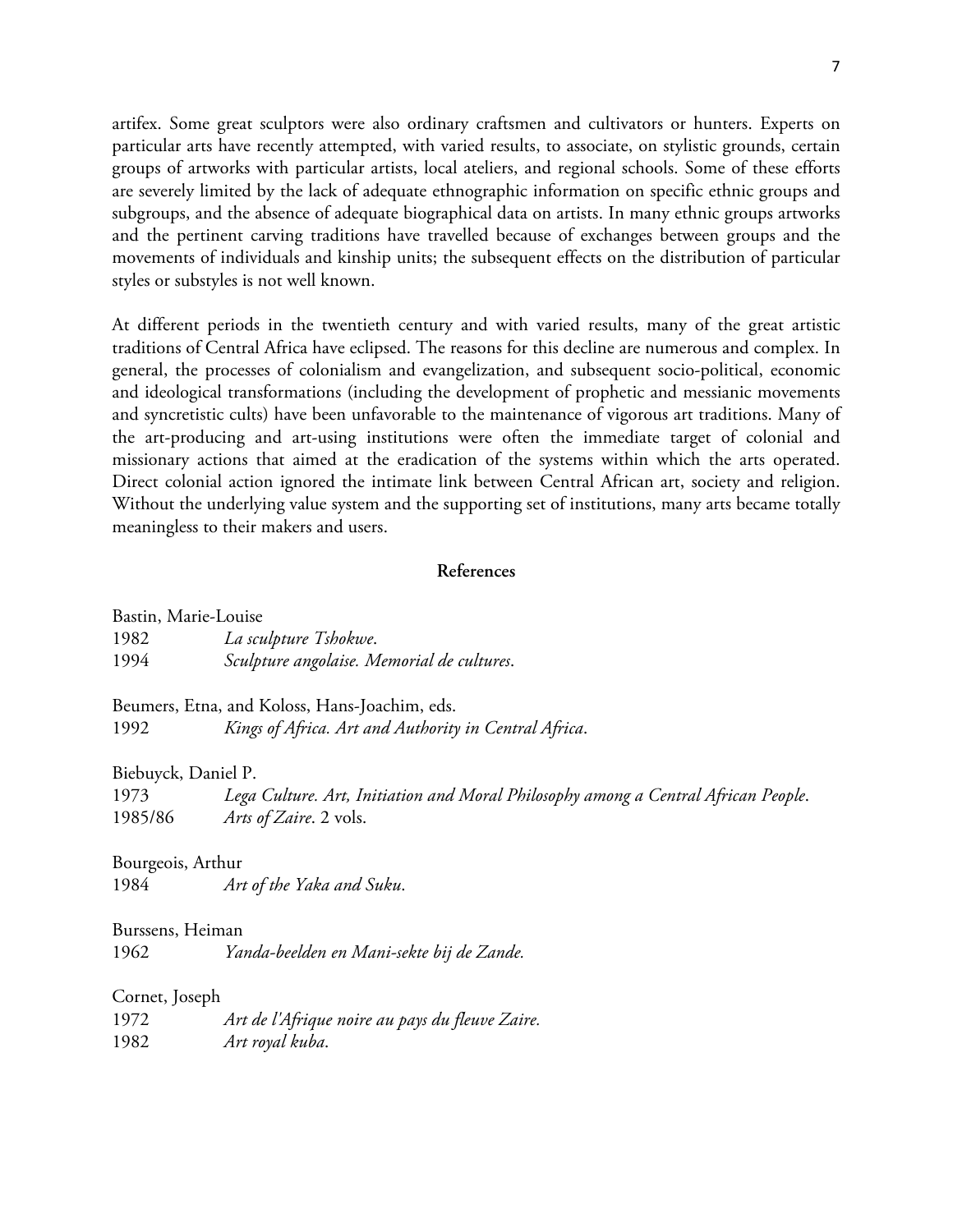artifex. Some great sculptors were also ordinary craftsmen and cultivators or hunters. Experts on particular arts have recently attempted, with varied results, to associate, on stylistic grounds, certain groups of artworks with particular artists, local ateliers, and regional schools. Some of these efforts are severely limited by the lack of adequate ethnographic information on specific ethnic groups and subgroups, and the absence of adequate biographical data on artists. In many ethnic groups artworks and the pertinent carving traditions have travelled because of exchanges between groups and the movements of individuals and kinship units; the subsequent effects on the distribution of particular styles or substyles is not well known.

At different periods in the twentieth century and with varied results, many of the great artistic traditions of Central Africa have eclipsed. The reasons for this decline are numerous and complex. In general, the processes of colonialism and evangelization, and subsequent socio-political, economic and ideological transformations (including the development of prophetic and messianic movements and syncretistic cults) have been unfavorable to the maintenance of vigorous art traditions. Many of the art-producing and art-using institutions were often the immediate target of colonial and missionary actions that aimed at the eradication of the systems within which the arts operated. Direct colonial action ignored the intimate link between Central African art, society and religion. Without the underlying value system and the supporting set of institutions, many arts became totally meaningless to their makers and users.

## References

Bastin, Marie-Louise
1982 *La sculpture Tshokwe*.
1994 *Sculpture angolaise. Memorial de cultures*.

Beumers, Etna, and Koloss, Hans-Joachim, eds.
1992 *Kings of Africa. Art and Authority in Central Africa*.

Biebuyck, Daniel P.
1973 *Lega Culture. Art, Initiation and Moral Philosophy among a Central African People*.
1985/86 *Arts of Zaire*. 2 vols.

Bourgeois, Arthur
1984 *Art of the Yaka and Suku*.

Burssens, Heiman
1962 *Yanda-beelden en Mani-sekte bij de Zande.*

Cornet, Joseph
1972 *Art de l'Afrique noire au pays du fleuve Zaire.*
1982 *Art royal kuba*.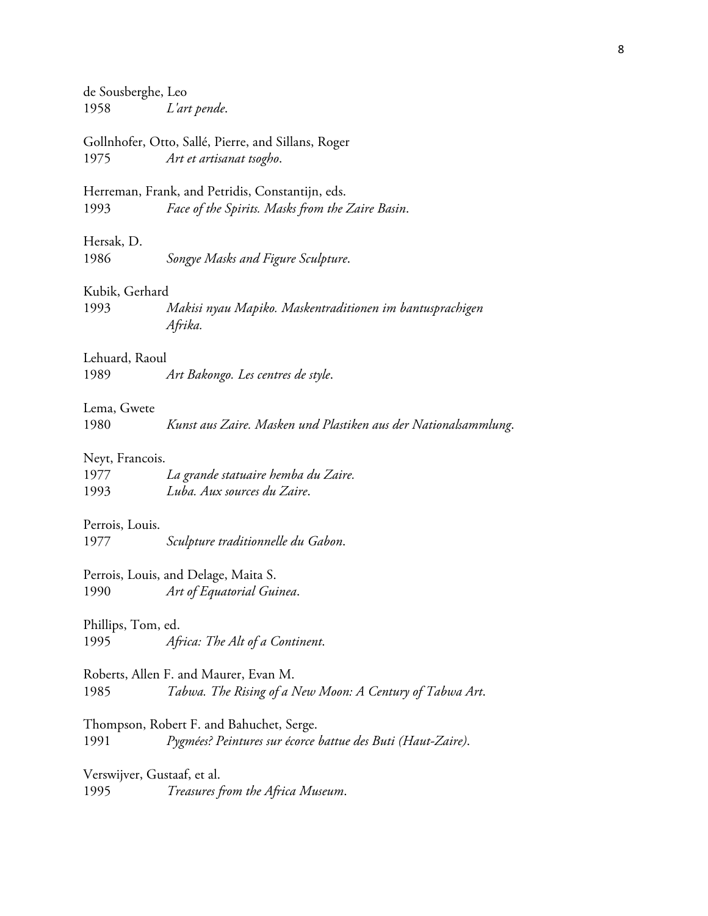de Sousberghe, Leo
1958 *L'art pende*.

Gollnhofer, Otto, Sallé, Pierre, and Sillans, Roger
1975 *Art et artisanat tsogho*.

Herreman, Frank, and Petridis, Constantijn, eds.
1993 *Face of the Spirits. Masks from the Zaire Basin*.

Hersak, D.
1986 *Songye Masks and Figure Sculpture*.

Kubik, Gerhard
1993 *Makisi nyau Mapiko. Maskentraditionen im bantusprachigen Afrika.*

Lehuard, Raoul
1989 *Art Bakongo. Les centres de style*.

Lema, Gwete
1980 *Kunst aus Zaire. Masken und Plastiken aus der Nationalsammlung*.

Neyt, Francois.
1977 *La grande statuaire hemba du Zaire.*
1993 *Luba. Aux sources du Zaire*.

Perrois, Louis.
1977 *Sculpture traditionnelle du Gabon*.

Perrois, Louis, and Delage, Maita S.
1990 *Art of Equatorial Guinea*.

Phillips, Tom, ed.
1995 *Africa: The Alt of a Continent*.

Roberts, Allen F. and Maurer, Evan M.
1985 *Tabwa. The Rising of a New Moon: A Century of Tabwa Art*.

Thompson, Robert F. and Bahuchet, Serge.
1991 *Pygmées? Peintures sur écorce battue des Buti (Haut-Zaire)*.

Verswijver, Gustaaf, et al.
1995 *Treasures from the Africa Museum*.